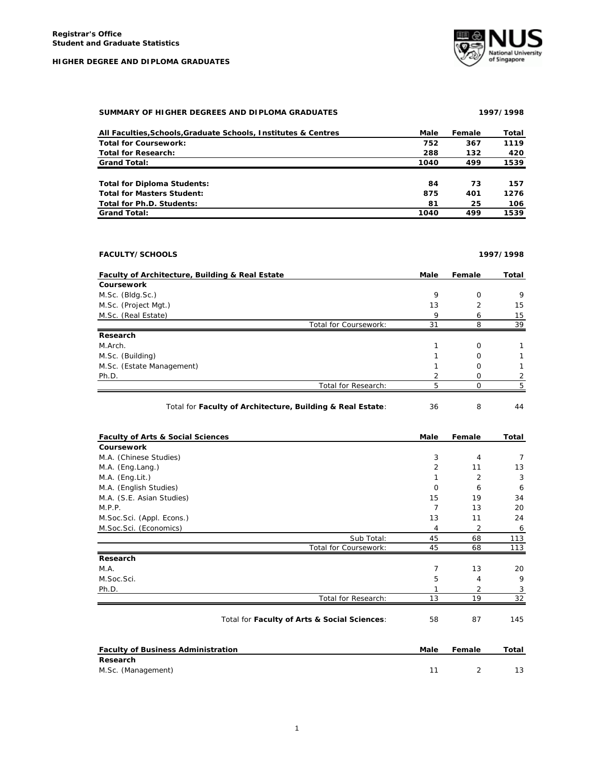**Registrar's Office**
**Student and Graduate Statistics**

**HIGHER DEGREE AND DIPLOMA GRADUATES**

## SUMMARY OF HIGHER DEGREES AND DIPLOMA GRADUATES — 1997/1998

| All Faculties,Schools,Graduate Schools, Institutes & Centres | Male | Female | Total |
|---|---|---|---|
| **Total for Coursework:** | **752** | **367** | **1119** |
| **Total for Research:** | **288** | **132** | **420** |
| **Grand Total:** | **1040** | **499** | **1539** |
| | | | |
| **Total for Diploma Students:** | **84** | **73** | **157** |
| **Total for Masters Student:** | **875** | **401** | **1276** |
| **Total for Ph.D. Students:** | **81** | **25** | **106** |
| **Grand Total:** | **1040** | **499** | **1539** |

## FACULTY/SCHOOLS — 1997/1998

| Faculty of Architecture, Building & Real Estate | Male | Female | Total |
|---|---|---|---|
| **Coursework** | | | |
| M.Sc. (Bldg.Sc.) | 9 | 0 | 9 |
| M.Sc. (Project Mgt.) | 13 | 2 | 15 |
| M.Sc. (Real Estate) | 9 | 6 | 15 |
| Total for Coursework: | 31 | 8 | 39 |
| **Research** | | | |
| M.Arch. | 1 | 0 | 1 |
| M.Sc. (Building) | 1 | 0 | 1 |
| M.Sc. (Estate Management) | 1 | 0 | 1 |
| Ph.D. | 2 | 0 | 2 |
| Total for Research: | 5 | 0 | 5 |
| Total for **Faculty of Architecture, Building & Real Estate**: | 36 | 8 | 44 |

| Faculty of Arts & Social Sciences | Male | Female | Total |
|---|---|---|---|
| **Coursework** | | | |
| M.A. (Chinese Studies) | 3 | 4 | 7 |
| M.A. (Eng.Lang.) | 2 | 11 | 13 |
| M.A. (Eng.Lit.) | 1 | 2 | 3 |
| M.A. (English Studies) | 0 | 6 | 6 |
| M.A. (S.E. Asian Studies) | 15 | 19 | 34 |
| M.P.P. | 7 | 13 | 20 |
| M.Soc.Sci. (Appl. Econs.) | 13 | 11 | 24 |
| M.Soc.Sci. (Economics) | 4 | 2 | 6 |
| Sub Total: | 45 | 68 | 113 |
| Total for Coursework: | 45 | 68 | 113 |
| **Research** | | | |
| M.A. | 7 | 13 | 20 |
| M.Soc.Sci. | 5 | 4 | 9 |
| Ph.D. | 1 | 2 | 3 |
| Total for Research: | 13 | 19 | 32 |
| Total for **Faculty of Arts & Social Sciences**: | 58 | 87 | 145 |

| Faculty of Business Administration | Male | Female | Total |
|---|---|---|---|
| **Research** | | | |
| M.Sc. (Management) | 11 | 2 | 13 |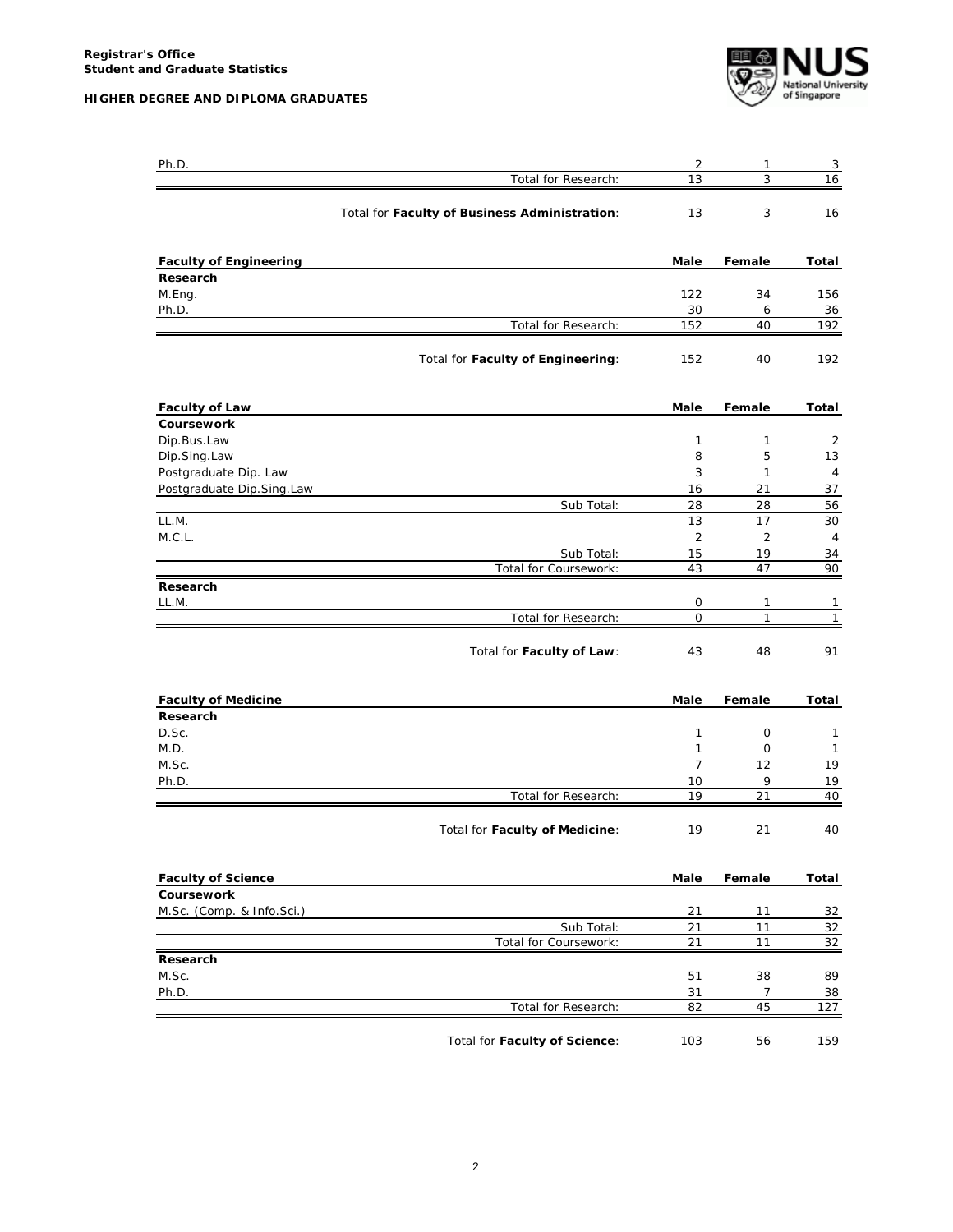| | Male | Female | Total |
|---|---|---|---|
| Ph.D. | 2 | 1 | 3 |
| Total for Research: | 13 | 3 | 16 |
| Total for **Faculty of Business Administration**: | 13 | 3 | 16 |

| **Faculty of Engineering** | **Male** | **Female** | **Total** |
|---|---|---|---|
| **Research** | | | |
| M.Eng. | 122 | 34 | 156 |
| Ph.D. | 30 | 6 | 36 |
| Total for Research: | 152 | 40 | 192 |
| Total for **Faculty of Engineering**: | 152 | 40 | 192 |

| **Faculty of Law** | **Male** | **Female** | **Total** |
|---|---|---|---|
| **Coursework** | | | |
| Dip.Bus.Law | 1 | 1 | 2 |
| Dip.Sing.Law | 8 | 5 | 13 |
| Postgraduate Dip. Law | 3 | 1 | 4 |
| Postgraduate Dip.Sing.Law | 16 | 21 | 37 |
| Sub Total: | 28 | 28 | 56 |
| LL.M. | 13 | 17 | 30 |
| M.C.L. | 2 | 2 | 4 |
| Sub Total: | 15 | 19 | 34 |
| Total for Coursework: | 43 | 47 | 90 |
| **Research** | | | |
| LL.M. | 0 | 1 | 1 |
| Total for Research: | 0 | 1 | 1 |
| Total for **Faculty of Law**: | 43 | 48 | 91 |

| **Faculty of Medicine** | **Male** | **Female** | **Total** |
|---|---|---|---|
| **Research** | | | |
| D.Sc. | 1 | 0 | 1 |
| M.D. | 1 | 0 | 1 |
| M.Sc. | 7 | 12 | 19 |
| Ph.D. | 10 | 9 | 19 |
| Total for Research: | 19 | 21 | 40 |
| Total for **Faculty of Medicine**: | 19 | 21 | 40 |

| **Faculty of Science** | **Male** | **Female** | **Total** |
|---|---|---|---|
| **Coursework** | | | |
| M.Sc. (Comp. & Info.Sci.) | 21 | 11 | 32 |
| Sub Total: | 21 | 11 | 32 |
| Total for Coursework: | 21 | 11 | 32 |
| **Research** | | | |
| M.Sc. | 51 | 38 | 89 |
| Ph.D. | 31 | 7 | 38 |
| Total for Research: | 82 | 45 | 127 |
| Total for **Faculty of Science**: | 103 | 56 | 159 |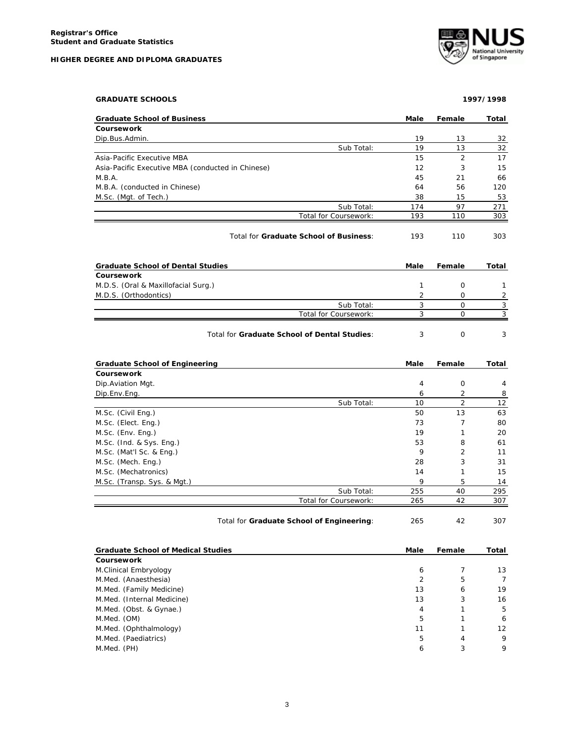**Registrar's Office**
**Student and Graduate Statistics**

**HIGHER DEGREE AND DIPLOMA GRADUATES**

**GRADUATE SCHOOLS** **1997/1998**

| **Graduate School of Business** | **Male** | **Female** | **Total** |
|---|---|---|---|
| **Coursework** | | | |
| Dip.Bus.Admin. | 19 | 13 | 32 |
| Sub Total: | 19 | 13 | 32 |
| Asia-Pacific Executive MBA | 15 | 2 | 17 |
| Asia-Pacific Executive MBA (conducted in Chinese) | 12 | 3 | 15 |
| M.B.A. | 45 | 21 | 66 |
| M.B.A. (conducted in Chinese) | 64 | 56 | 120 |
| M.Sc. (Mgt. of Tech.) | 38 | 15 | 53 |
| Sub Total: | 174 | 97 | 271 |
| Total for Coursework: | 193 | 110 | 303 |
| Total for **Graduate School of Business**: | 193 | 110 | 303 |

| **Graduate School of Dental Studies** | **Male** | **Female** | **Total** |
|---|---|---|---|
| **Coursework** | | | |
| M.D.S. (Oral & Maxillofacial Surg.) | 1 | 0 | 1 |
| M.D.S. (Orthodontics) | 2 | 0 | 2 |
| Sub Total: | 3 | 0 | 3 |
| Total for Coursework: | 3 | 0 | 3 |
| Total for **Graduate School of Dental Studies**: | 3 | 0 | 3 |

| **Graduate School of Engineering** | **Male** | **Female** | **Total** |
|---|---|---|---|
| **Coursework** | | | |
| Dip.Aviation Mgt. | 4 | 0 | 4 |
| Dip.Env.Eng. | 6 | 2 | 8 |
| Sub Total: | 10 | 2 | 12 |
| M.Sc. (Civil Eng.) | 50 | 13 | 63 |
| M.Sc. (Elect. Eng.) | 73 | 7 | 80 |
| M.Sc. (Env. Eng.) | 19 | 1 | 20 |
| M.Sc. (Ind. & Sys. Eng.) | 53 | 8 | 61 |
| M.Sc. (Mat'l Sc. & Eng.) | 9 | 2 | 11 |
| M.Sc. (Mech. Eng.) | 28 | 3 | 31 |
| M.Sc. (Mechatronics) | 14 | 1 | 15 |
| M.Sc. (Transp. Sys. & Mgt.) | 9 | 5 | 14 |
| Sub Total: | 255 | 40 | 295 |
| Total for Coursework: | 265 | 42 | 307 |
| Total for **Graduate School of Engineering**: | 265 | 42 | 307 |

| **Graduate School of Medical Studies** | **Male** | **Female** | **Total** |
|---|---|---|---|
| **Coursework** | | | |
| M.Clinical Embryology | 6 | 7 | 13 |
| M.Med. (Anaesthesia) | 2 | 5 | 7 |
| M.Med. (Family Medicine) | 13 | 6 | 19 |
| M.Med. (Internal Medicine) | 13 | 3 | 16 |
| M.Med. (Obst. & Gynae.) | 4 | 1 | 5 |
| M.Med. (OM) | 5 | 1 | 6 |
| M.Med. (Ophthalmology) | 11 | 1 | 12 |
| M.Med. (Paediatrics) | 5 | 4 | 9 |
| M.Med. (PH) | 6 | 3 | 9 |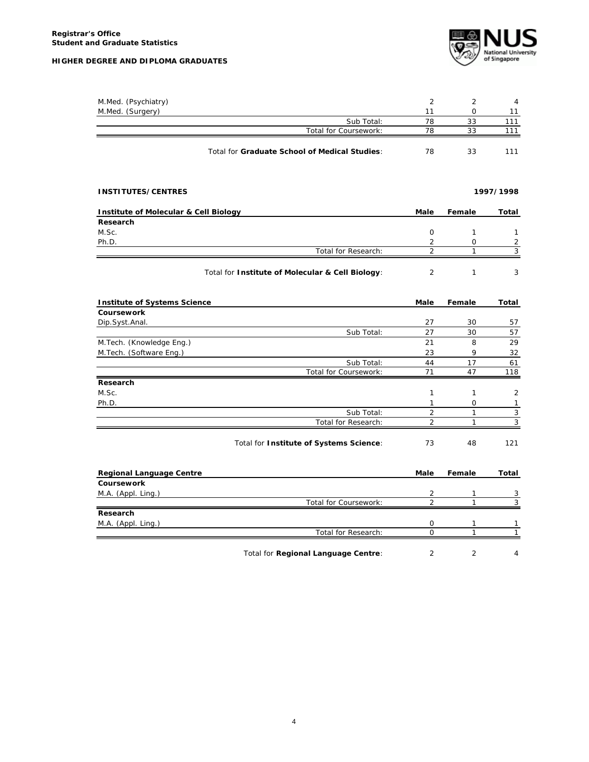| | Male | Female | Total |
|---|---|---|---|
| M.Med. (Psychiatry) | 2 | 2 | 4 |
| M.Med. (Surgery) | 11 | 0 | 11 |
| Sub Total: | 78 | 33 | 111 |
| Total for Coursework: | 78 | 33 | 111 |
| Total for **Graduate School of Medical Studies**: | 78 | 33 | 111 |

## INSTITUTES/CENTRES

**1997/1998**

| Institute of Molecular & Cell Biology | Male | Female | Total |
|---|---|---|---|
| **Research** | | | |
| M.Sc. | 0 | 1 | 1 |
| Ph.D. | 2 | 0 | 2 |
| Total for Research: | 2 | 1 | 3 |
| Total for **Institute of Molecular & Cell Biology**: | 2 | 1 | 3 |

| Institute of Systems Science | Male | Female | Total |
|---|---|---|---|
| **Coursework** | | | |
| Dip.Syst.Anal. | 27 | 30 | 57 |
| Sub Total: | 27 | 30 | 57 |
| M.Tech. (Knowledge Eng.) | 21 | 8 | 29 |
| M.Tech. (Software Eng.) | 23 | 9 | 32 |
| Sub Total: | 44 | 17 | 61 |
| Total for Coursework: | 71 | 47 | 118 |
| **Research** | | | |
| M.Sc. | 1 | 1 | 2 |
| Ph.D. | 1 | 0 | 1 |
| Sub Total: | 2 | 1 | 3 |
| Total for Research: | 2 | 1 | 3 |
| Total for **Institute of Systems Science**: | 73 | 48 | 121 |

| Regional Language Centre | Male | Female | Total |
|---|---|---|---|
| **Coursework** | | | |
| M.A. (Appl. Ling.) | 2 | 1 | 3 |
| Total for Coursework: | 2 | 1 | 3 |
| **Research** | | | |
| M.A. (Appl. Ling.) | 0 | 1 | 1 |
| Total for Research: | 0 | 1 | 1 |
| Total for **Regional Language Centre**: | 2 | 2 | 4 |